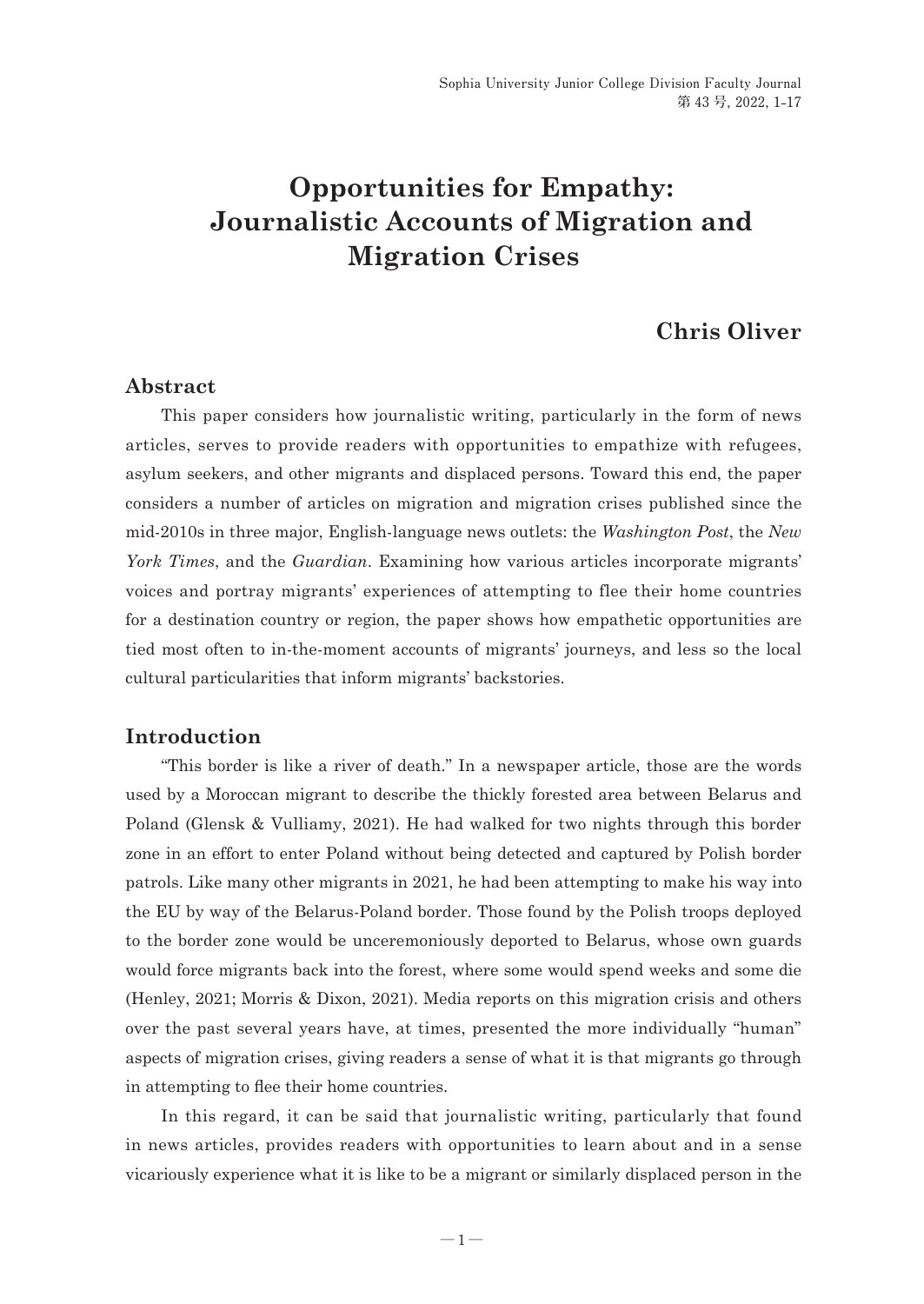# Opportunities for Empathy: Journalistic Accounts of Migration and Migration Crises

**Chris Oliver**

## Abstract

This paper considers how journalistic writing, particularly in the form of news articles, serves to provide readers with opportunities to empathize with refugees, asylum seekers, and other migrants and displaced persons. Toward this end, the paper considers a number of articles on migration and migration crises published since the mid-2010s in three major, English-language news outlets: the *Washington Post*, the *New York Times*, and the *Guardian*. Examining how various articles incorporate migrants' voices and portray migrants' experiences of attempting to flee their home countries for a destination country or region, the paper shows how empathetic opportunities are tied most often to in-the-moment accounts of migrants' journeys, and less so the local cultural particularities that inform migrants' backstories.

## Introduction

"This border is like a river of death." In a newspaper article, those are the words used by a Moroccan migrant to describe the thickly forested area between Belarus and Poland (Glensk & Vulliamy, 2021). He had walked for two nights through this border zone in an effort to enter Poland without being detected and captured by Polish border patrols. Like many other migrants in 2021, he had been attempting to make his way into the EU by way of the Belarus-Poland border. Those found by the Polish troops deployed to the border zone would be unceremoniously deported to Belarus, whose own guards would force migrants back into the forest, where some would spend weeks and some die (Henley, 2021; Morris & Dixon, 2021). Media reports on this migration crisis and others over the past several years have, at times, presented the more individually "human" aspects of migration crises, giving readers a sense of what it is that migrants go through in attempting to flee their home countries.

In this regard, it can be said that journalistic writing, particularly that found in news articles, provides readers with opportunities to learn about and in a sense vicariously experience what it is like to be a migrant or similarly displaced person in the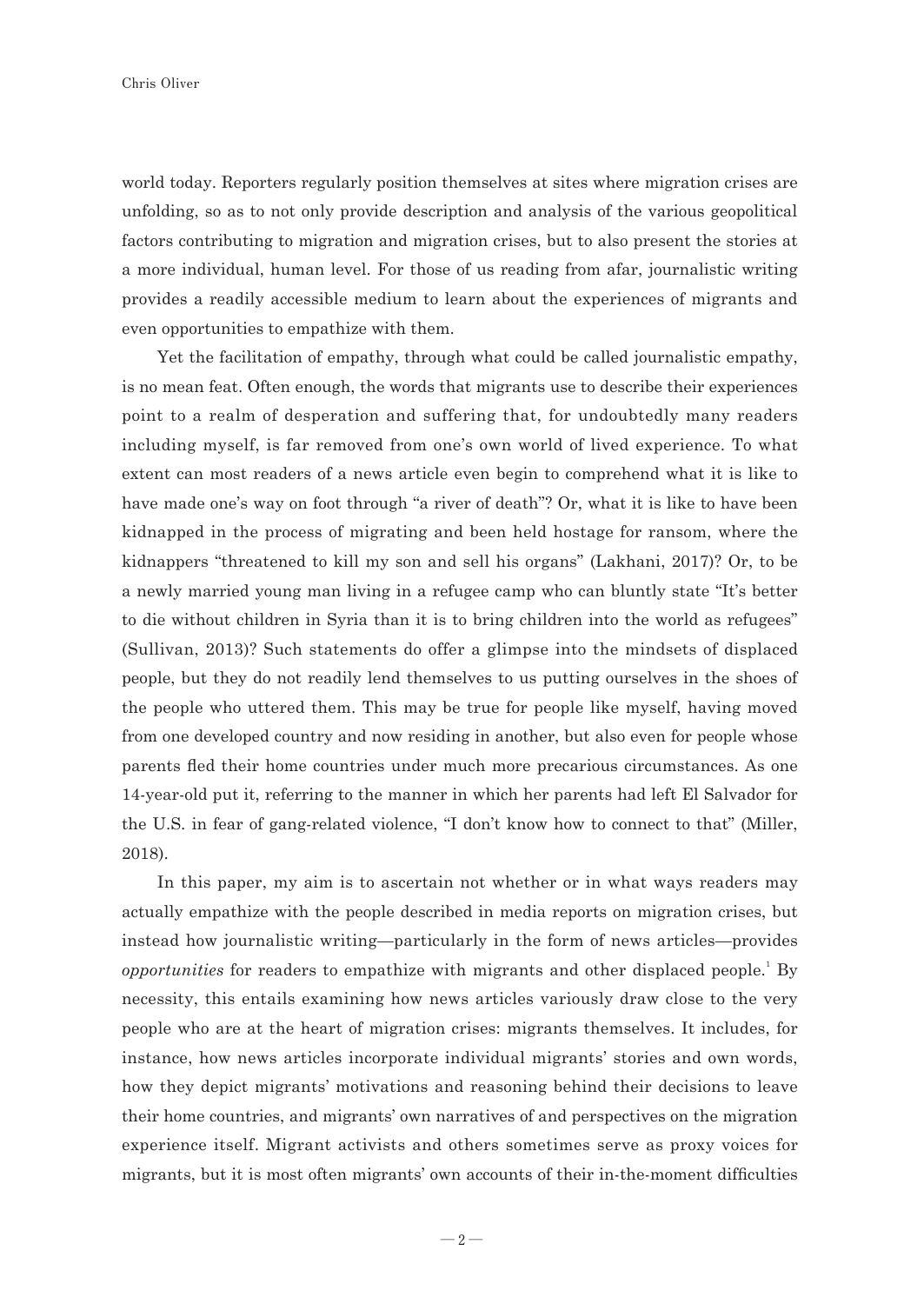world today. Reporters regularly position themselves at sites where migration crises are unfolding, so as to not only provide description and analysis of the various geopolitical factors contributing to migration and migration crises, but to also present the stories at a more individual, human level. For those of us reading from afar, journalistic writing provides a readily accessible medium to learn about the experiences of migrants and even opportunities to empathize with them.

Yet the facilitation of empathy, through what could be called journalistic empathy, is no mean feat. Often enough, the words that migrants use to describe their experiences point to a realm of desperation and suffering that, for undoubtedly many readers including myself, is far removed from one's own world of lived experience. To what extent can most readers of a news article even begin to comprehend what it is like to have made one's way on foot through "a river of death"? Or, what it is like to have been kidnapped in the process of migrating and been held hostage for ransom, where the kidnappers "threatened to kill my son and sell his organs" (Lakhani, 2017)? Or, to be a newly married young man living in a refugee camp who can bluntly state "It's better to die without children in Syria than it is to bring children into the world as refugees" (Sullivan, 2013)? Such statements do offer a glimpse into the mindsets of displaced people, but they do not readily lend themselves to us putting ourselves in the shoes of the people who uttered them. This may be true for people like myself, having moved from one developed country and now residing in another, but also even for people whose parents fled their home countries under much more precarious circumstances. As one 14-year-old put it, referring to the manner in which her parents had left El Salvador for the U.S. in fear of gang-related violence, "I don't know how to connect to that" (Miller, 2018).

In this paper, my aim is to ascertain not whether or in what ways readers may actually empathize with the people described in media reports on migration crises, but instead how journalistic writing—particularly in the form of news articles—provides *opportunities* for readers to empathize with migrants and other displaced people.[1] By necessity, this entails examining how news articles variously draw close to the very people who are at the heart of migration crises: migrants themselves. It includes, for instance, how news articles incorporate individual migrants' stories and own words, how they depict migrants' motivations and reasoning behind their decisions to leave their home countries, and migrants' own narratives of and perspectives on the migration experience itself. Migrant activists and others sometimes serve as proxy voices for migrants, but it is most often migrants' own accounts of their in-the-moment difficulties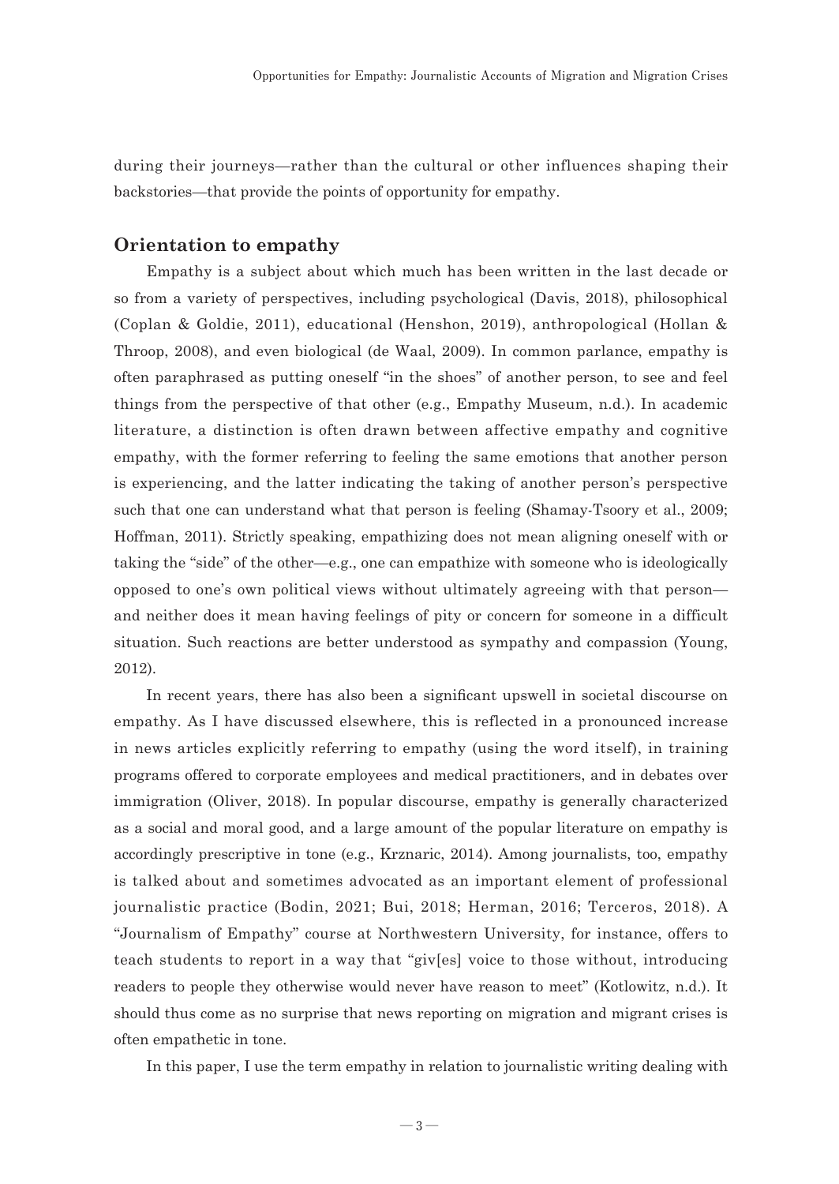during their journeys—rather than the cultural or other influences shaping their backstories—that provide the points of opportunity for empathy.

## Orientation to empathy

Empathy is a subject about which much has been written in the last decade or so from a variety of perspectives, including psychological (Davis, 2018), philosophical (Coplan & Goldie, 2011), educational (Henshon, 2019), anthropological (Hollan & Throop, 2008), and even biological (de Waal, 2009). In common parlance, empathy is often paraphrased as putting oneself "in the shoes" of another person, to see and feel things from the perspective of that other (e.g., Empathy Museum, n.d.). In academic literature, a distinction is often drawn between affective empathy and cognitive empathy, with the former referring to feeling the same emotions that another person is experiencing, and the latter indicating the taking of another person's perspective such that one can understand what that person is feeling (Shamay-Tsoory et al., 2009; Hoffman, 2011). Strictly speaking, empathizing does not mean aligning oneself with or taking the "side" of the other—e.g., one can empathize with someone who is ideologically opposed to one's own political views without ultimately agreeing with that person—and neither does it mean having feelings of pity or concern for someone in a difficult situation. Such reactions are better understood as sympathy and compassion (Young, 2012).

In recent years, there has also been a significant upswell in societal discourse on empathy. As I have discussed elsewhere, this is reflected in a pronounced increase in news articles explicitly referring to empathy (using the word itself), in training programs offered to corporate employees and medical practitioners, and in debates over immigration (Oliver, 2018). In popular discourse, empathy is generally characterized as a social and moral good, and a large amount of the popular literature on empathy is accordingly prescriptive in tone (e.g., Krznaric, 2014). Among journalists, too, empathy is talked about and sometimes advocated as an important element of professional journalistic practice (Bodin, 2021; Bui, 2018; Herman, 2016; Terceros, 2018). A "Journalism of Empathy" course at Northwestern University, for instance, offers to teach students to report in a way that "giv[es] voice to those without, introducing readers to people they otherwise would never have reason to meet" (Kotlowitz, n.d.). It should thus come as no surprise that news reporting on migration and migrant crises is often empathetic in tone.

In this paper, I use the term empathy in relation to journalistic writing dealing with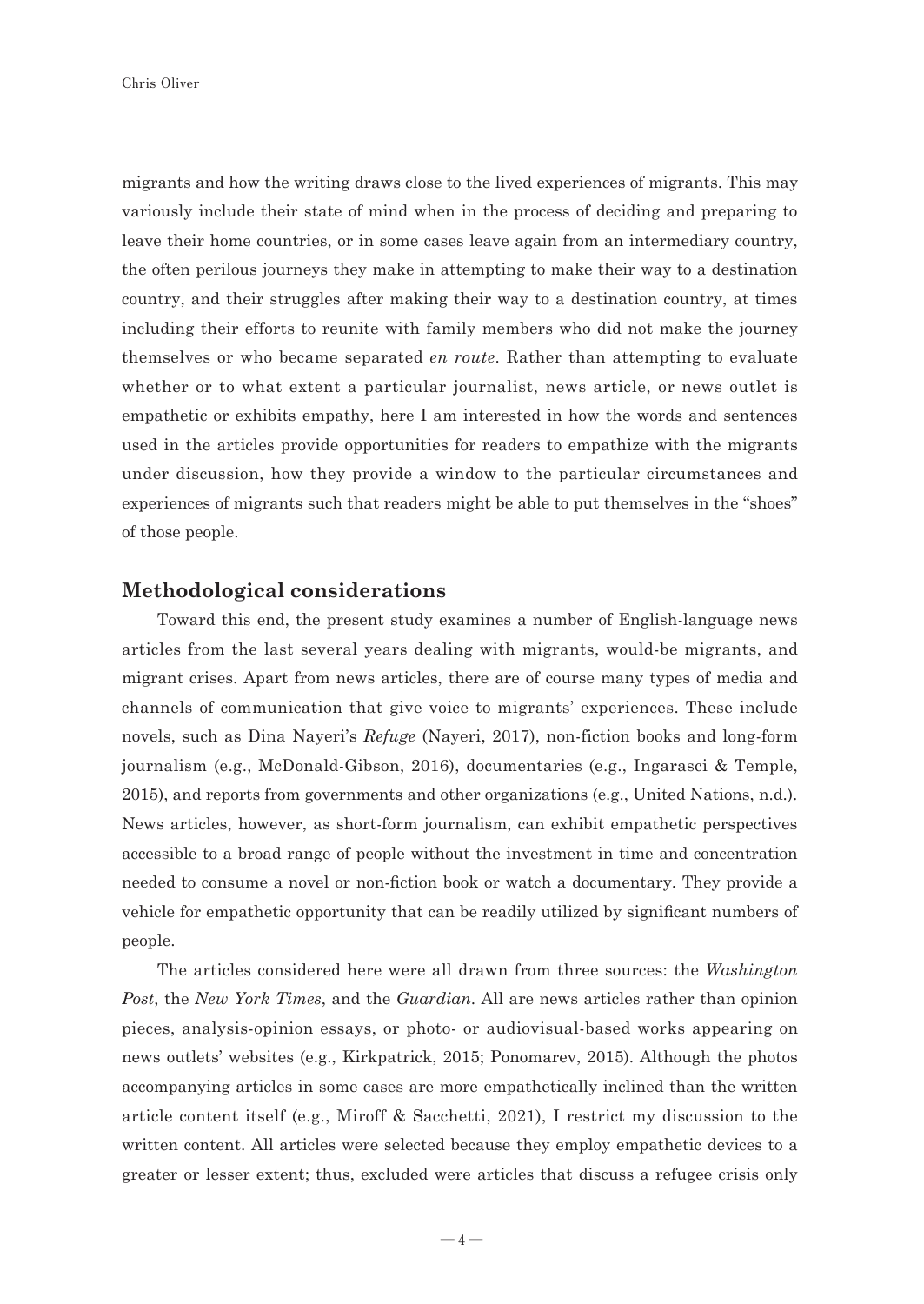migrants and how the writing draws close to the lived experiences of migrants. This may variously include their state of mind when in the process of deciding and preparing to leave their home countries, or in some cases leave again from an intermediary country, the often perilous journeys they make in attempting to make their way to a destination country, and their struggles after making their way to a destination country, at times including their efforts to reunite with family members who did not make the journey themselves or who became separated *en route*. Rather than attempting to evaluate whether or to what extent a particular journalist, news article, or news outlet is empathetic or exhibits empathy, here I am interested in how the words and sentences used in the articles provide opportunities for readers to empathize with the migrants under discussion, how they provide a window to the particular circumstances and experiences of migrants such that readers might be able to put themselves in the "shoes" of those people.

## Methodological considerations

Toward this end, the present study examines a number of English-language news articles from the last several years dealing with migrants, would-be migrants, and migrant crises. Apart from news articles, there are of course many types of media and channels of communication that give voice to migrants' experiences. These include novels, such as Dina Nayeri's *Refuge* (Nayeri, 2017), non-fiction books and long-form journalism (e.g., McDonald-Gibson, 2016), documentaries (e.g., Ingarasci & Temple, 2015), and reports from governments and other organizations (e.g., United Nations, n.d.). News articles, however, as short-form journalism, can exhibit empathetic perspectives accessible to a broad range of people without the investment in time and concentration needed to consume a novel or non-fiction book or watch a documentary. They provide a vehicle for empathetic opportunity that can be readily utilized by significant numbers of people.

The articles considered here were all drawn from three sources: the *Washington Post*, the *New York Times*, and the *Guardian*. All are news articles rather than opinion pieces, analysis-opinion essays, or photo- or audiovisual-based works appearing on news outlets' websites (e.g., Kirkpatrick, 2015; Ponomarev, 2015). Although the photos accompanying articles in some cases are more empathetically inclined than the written article content itself (e.g., Miroff & Sacchetti, 2021), I restrict my discussion to the written content. All articles were selected because they employ empathetic devices to a greater or lesser extent; thus, excluded were articles that discuss a refugee crisis only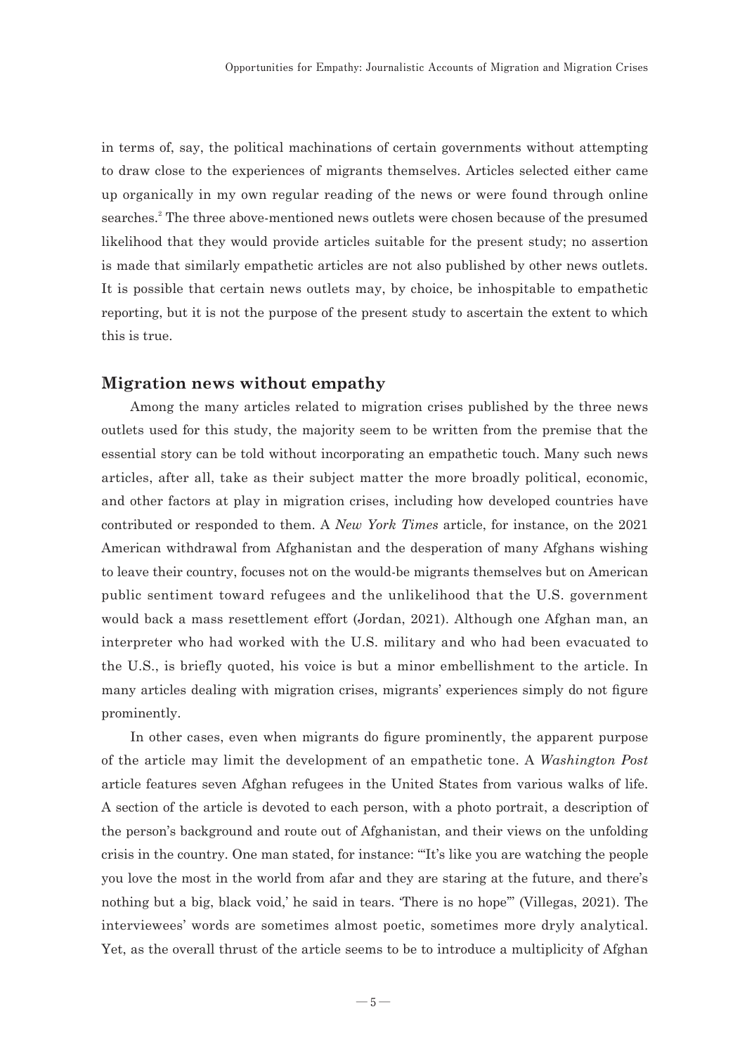in terms of, say, the political machinations of certain governments without attempting to draw close to the experiences of migrants themselves. Articles selected either came up organically in my own regular reading of the news or were found through online searches.[2] The three above-mentioned news outlets were chosen because of the presumed likelihood that they would provide articles suitable for the present study; no assertion is made that similarly empathetic articles are not also published by other news outlets. It is possible that certain news outlets may, by choice, be inhospitable to empathetic reporting, but it is not the purpose of the present study to ascertain the extent to which this is true.

## Migration news without empathy

Among the many articles related to migration crises published by the three news outlets used for this study, the majority seem to be written from the premise that the essential story can be told without incorporating an empathetic touch. Many such news articles, after all, take as their subject matter the more broadly political, economic, and other factors at play in migration crises, including how developed countries have contributed or responded to them. A *New York Times* article, for instance, on the 2021 American withdrawal from Afghanistan and the desperation of many Afghans wishing to leave their country, focuses not on the would-be migrants themselves but on American public sentiment toward refugees and the unlikelihood that the U.S. government would back a mass resettlement effort (Jordan, 2021). Although one Afghan man, an interpreter who had worked with the U.S. military and who had been evacuated to the U.S., is briefly quoted, his voice is but a minor embellishment to the article. In many articles dealing with migration crises, migrants' experiences simply do not figure prominently.

In other cases, even when migrants do figure prominently, the apparent purpose of the article may limit the development of an empathetic tone. A *Washington Post* article features seven Afghan refugees in the United States from various walks of life. A section of the article is devoted to each person, with a photo portrait, a description of the person's background and route out of Afghanistan, and their views on the unfolding crisis in the country. One man stated, for instance: "'It's like you are watching the people you love the most in the world from afar and they are staring at the future, and there's nothing but a big, black void,' he said in tears. 'There is no hope'" (Villegas, 2021). The interviewees' words are sometimes almost poetic, sometimes more dryly analytical. Yet, as the overall thrust of the article seems to be to introduce a multiplicity of Afghan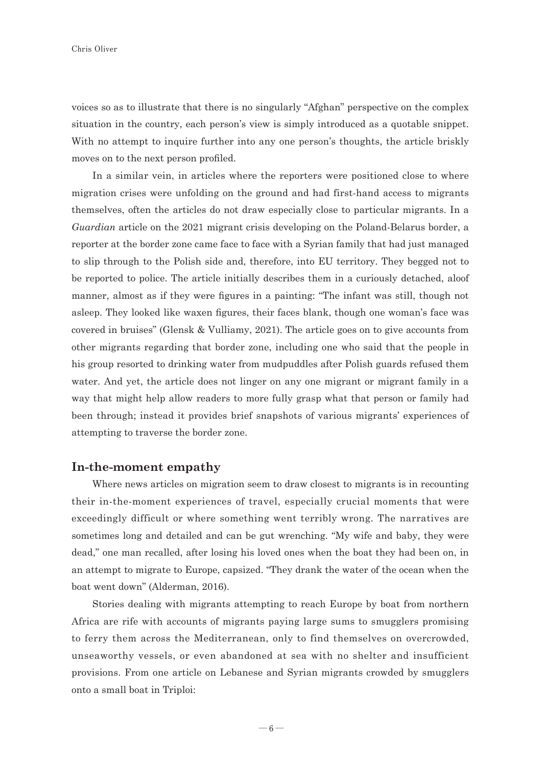voices so as to illustrate that there is no singularly "Afghan" perspective on the complex situation in the country, each person's view is simply introduced as a quotable snippet. With no attempt to inquire further into any one person's thoughts, the article briskly moves on to the next person profiled.

In a similar vein, in articles where the reporters were positioned close to where migration crises were unfolding on the ground and had first-hand access to migrants themselves, often the articles do not draw especially close to particular migrants. In a *Guardian* article on the 2021 migrant crisis developing on the Poland-Belarus border, a reporter at the border zone came face to face with a Syrian family that had just managed to slip through to the Polish side and, therefore, into EU territory. They begged not to be reported to police. The article initially describes them in a curiously detached, aloof manner, almost as if they were figures in a painting: "The infant was still, though not asleep. They looked like waxen figures, their faces blank, though one woman's face was covered in bruises" (Glensk & Vulliamy, 2021). The article goes on to give accounts from other migrants regarding that border zone, including one who said that the people in his group resorted to drinking water from mudpuddles after Polish guards refused them water. And yet, the article does not linger on any one migrant or migrant family in a way that might help allow readers to more fully grasp what that person or family had been through; instead it provides brief snapshots of various migrants' experiences of attempting to traverse the border zone.

## In-the-moment empathy

Where news articles on migration seem to draw closest to migrants is in recounting their in-the-moment experiences of travel, especially crucial moments that were exceedingly difficult or where something went terribly wrong. The narratives are sometimes long and detailed and can be gut wrenching. "My wife and baby, they were dead," one man recalled, after losing his loved ones when the boat they had been on, in an attempt to migrate to Europe, capsized. "They drank the water of the ocean when the boat went down" (Alderman, 2016).

Stories dealing with migrants attempting to reach Europe by boat from northern Africa are rife with accounts of migrants paying large sums to smugglers promising to ferry them across the Mediterranean, only to find themselves on overcrowded, unseaworthy vessels, or even abandoned at sea with no shelter and insufficient provisions. From one article on Lebanese and Syrian migrants crowded by smugglers onto a small boat in Triploi: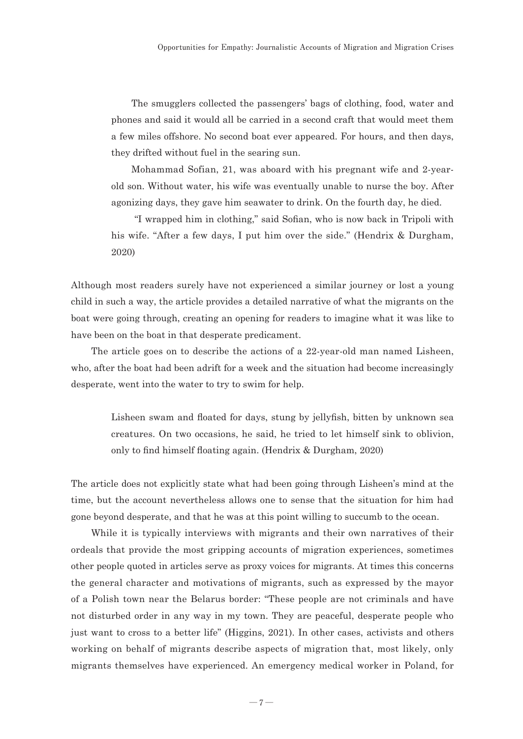> The smugglers collected the passengers' bags of clothing, food, water and phones and said it would all be carried in a second craft that would meet them a few miles offshore. No second boat ever appeared. For hours, and then days, they drifted without fuel in the searing sun.
>
> Mohammad Sofian, 21, was aboard with his pregnant wife and 2-year-old son. Without water, his wife was eventually unable to nurse the boy. After agonizing days, they gave him seawater to drink. On the fourth day, he died.
>
> "I wrapped him in clothing," said Sofian, who is now back in Tripoli with his wife. "After a few days, I put him over the side." (Hendrix & Durgham, 2020)

Although most readers surely have not experienced a similar journey or lost a young child in such a way, the article provides a detailed narrative of what the migrants on the boat were going through, creating an opening for readers to imagine what it was like to have been on the boat in that desperate predicament.

The article goes on to describe the actions of a 22-year-old man named Lisheen, who, after the boat had been adrift for a week and the situation had become increasingly desperate, went into the water to try to swim for help.

> Lisheen swam and floated for days, stung by jellyfish, bitten by unknown sea creatures. On two occasions, he said, he tried to let himself sink to oblivion, only to find himself floating again. (Hendrix & Durgham, 2020)

The article does not explicitly state what had been going through Lisheen's mind at the time, but the account nevertheless allows one to sense that the situation for him had gone beyond desperate, and that he was at this point willing to succumb to the ocean.

While it is typically interviews with migrants and their own narratives of their ordeals that provide the most gripping accounts of migration experiences, sometimes other people quoted in articles serve as proxy voices for migrants. At times this concerns the general character and motivations of migrants, such as expressed by the mayor of a Polish town near the Belarus border: "These people are not criminals and have not disturbed order in any way in my town. They are peaceful, desperate people who just want to cross to a better life" (Higgins, 2021). In other cases, activists and others working on behalf of migrants describe aspects of migration that, most likely, only migrants themselves have experienced. An emergency medical worker in Poland, for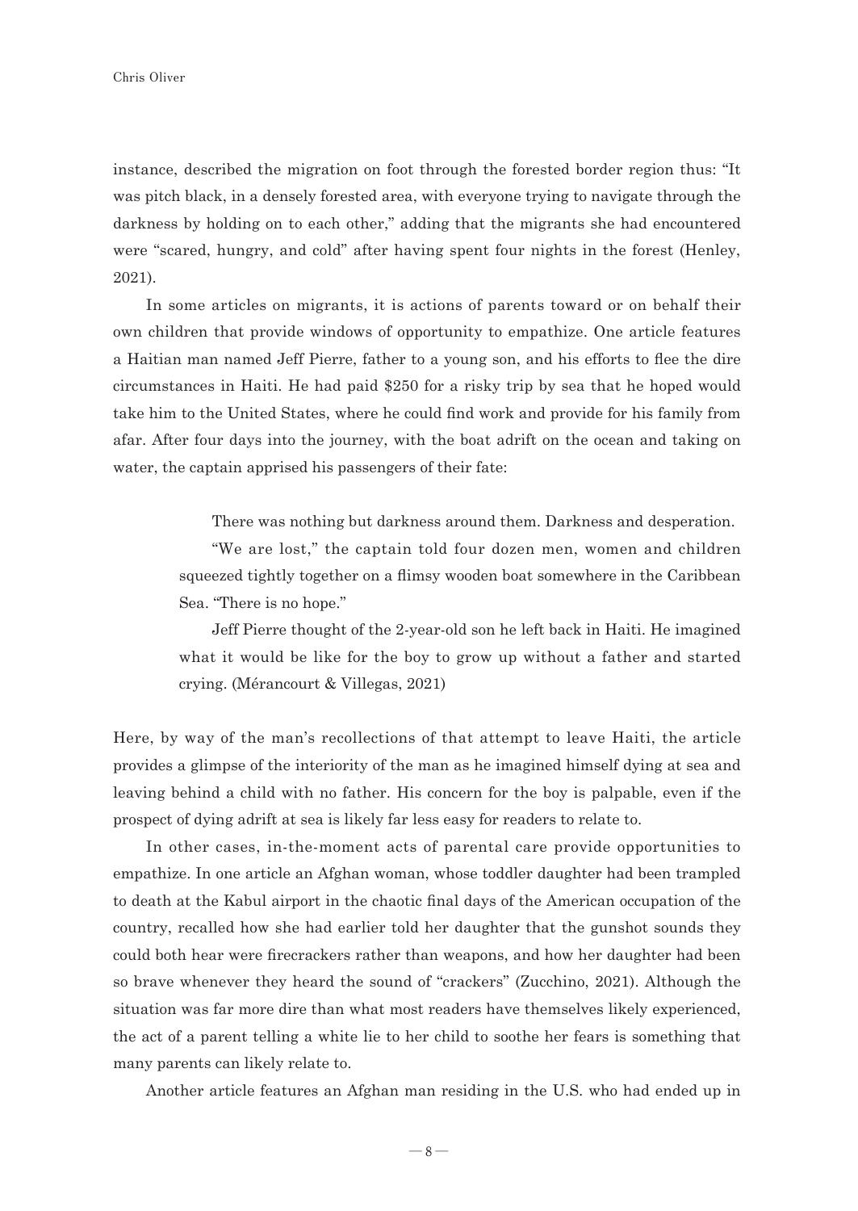instance, described the migration on foot through the forested border region thus: "It was pitch black, in a densely forested area, with everyone trying to navigate through the darkness by holding on to each other," adding that the migrants she had encountered were "scared, hungry, and cold" after having spent four nights in the forest (Henley, 2021).

In some articles on migrants, it is actions of parents toward or on behalf their own children that provide windows of opportunity to empathize. One article features a Haitian man named Jeff Pierre, father to a young son, and his efforts to flee the dire circumstances in Haiti. He had paid $250 for a risky trip by sea that he hoped would take him to the United States, where he could find work and provide for his family from afar. After four days into the journey, with the boat adrift on the ocean and taking on water, the captain apprised his passengers of their fate:

> There was nothing but darkness around them. Darkness and desperation.
>
> "We are lost," the captain told four dozen men, women and children squeezed tightly together on a flimsy wooden boat somewhere in the Caribbean Sea. "There is no hope."
>
> Jeff Pierre thought of the 2-year-old son he left back in Haiti. He imagined what it would be like for the boy to grow up without a father and started crying. (Mérancourt & Villegas, 2021)

Here, by way of the man's recollections of that attempt to leave Haiti, the article provides a glimpse of the interiority of the man as he imagined himself dying at sea and leaving behind a child with no father. His concern for the boy is palpable, even if the prospect of dying adrift at sea is likely far less easy for readers to relate to.

In other cases, in-the-moment acts of parental care provide opportunities to empathize. In one article an Afghan woman, whose toddler daughter had been trampled to death at the Kabul airport in the chaotic final days of the American occupation of the country, recalled how she had earlier told her daughter that the gunshot sounds they could both hear were firecrackers rather than weapons, and how her daughter had been so brave whenever they heard the sound of "crackers" (Zucchino, 2021). Although the situation was far more dire than what most readers have themselves likely experienced, the act of a parent telling a white lie to her child to soothe her fears is something that many parents can likely relate to.

Another article features an Afghan man residing in the U.S. who had ended up in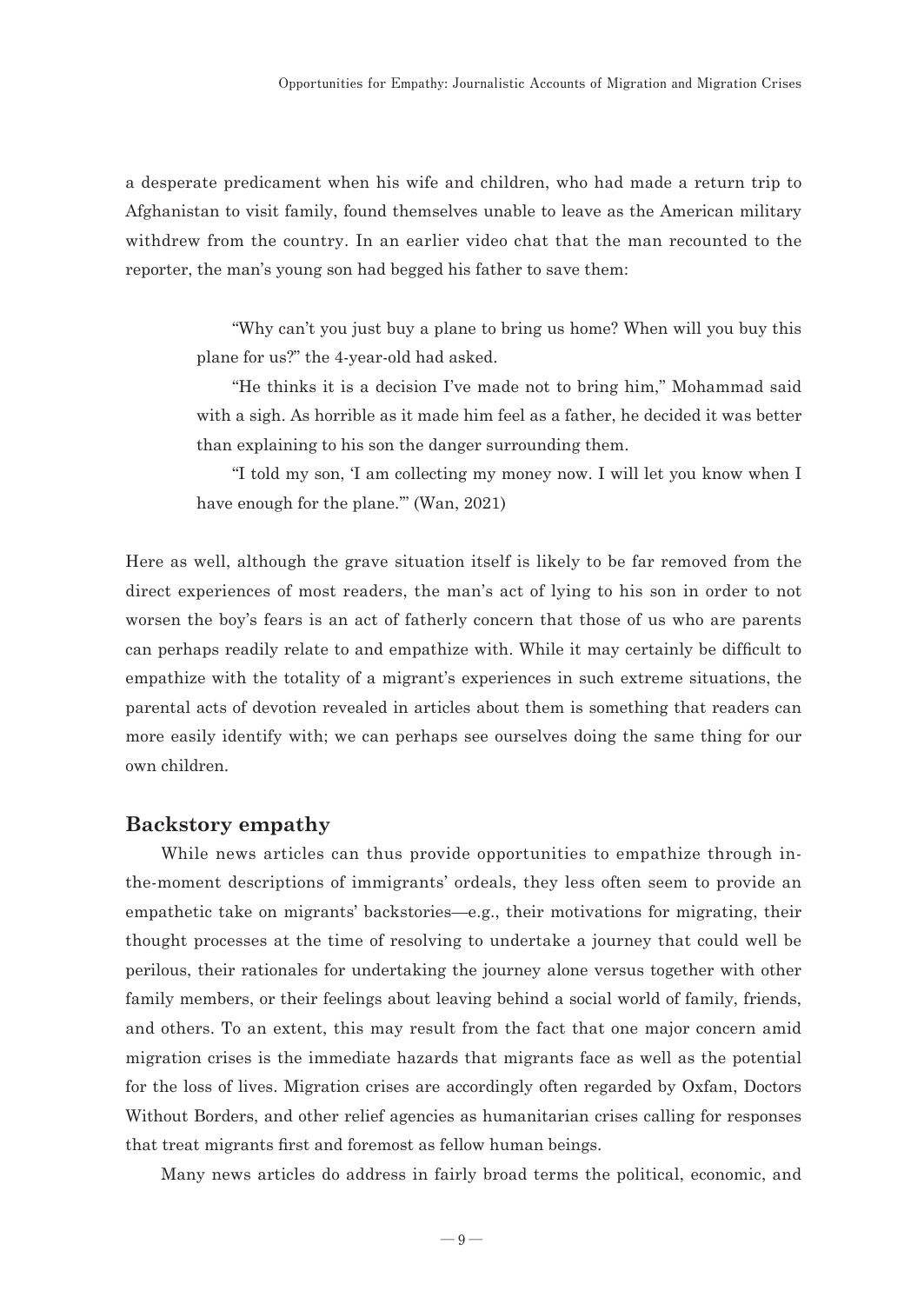a desperate predicament when his wife and children, who had made a return trip to Afghanistan to visit family, found themselves unable to leave as the American military withdrew from the country. In an earlier video chat that the man recounted to the reporter, the man's young son had begged his father to save them:

> "Why can't you just buy a plane to bring us home? When will you buy this plane for us?" the 4-year-old had asked.
>
> "He thinks it is a decision I've made not to bring him," Mohammad said with a sigh. As horrible as it made him feel as a father, he decided it was better than explaining to his son the danger surrounding them.
>
> "I told my son, 'I am collecting my money now. I will let you know when I have enough for the plane.'" (Wan, 2021)

Here as well, although the grave situation itself is likely to be far removed from the direct experiences of most readers, the man's act of lying to his son in order to not worsen the boy's fears is an act of fatherly concern that those of us who are parents can perhaps readily relate to and empathize with. While it may certainly be difficult to empathize with the totality of a migrant's experiences in such extreme situations, the parental acts of devotion revealed in articles about them is something that readers can more easily identify with; we can perhaps see ourselves doing the same thing for our own children.

## Backstory empathy

While news articles can thus provide opportunities to empathize through in-the-moment descriptions of immigrants' ordeals, they less often seem to provide an empathetic take on migrants' backstories—e.g., their motivations for migrating, their thought processes at the time of resolving to undertake a journey that could well be perilous, their rationales for undertaking the journey alone versus together with other family members, or their feelings about leaving behind a social world of family, friends, and others. To an extent, this may result from the fact that one major concern amid migration crises is the immediate hazards that migrants face as well as the potential for the loss of lives. Migration crises are accordingly often regarded by Oxfam, Doctors Without Borders, and other relief agencies as humanitarian crises calling for responses that treat migrants first and foremost as fellow human beings.

Many news articles do address in fairly broad terms the political, economic, and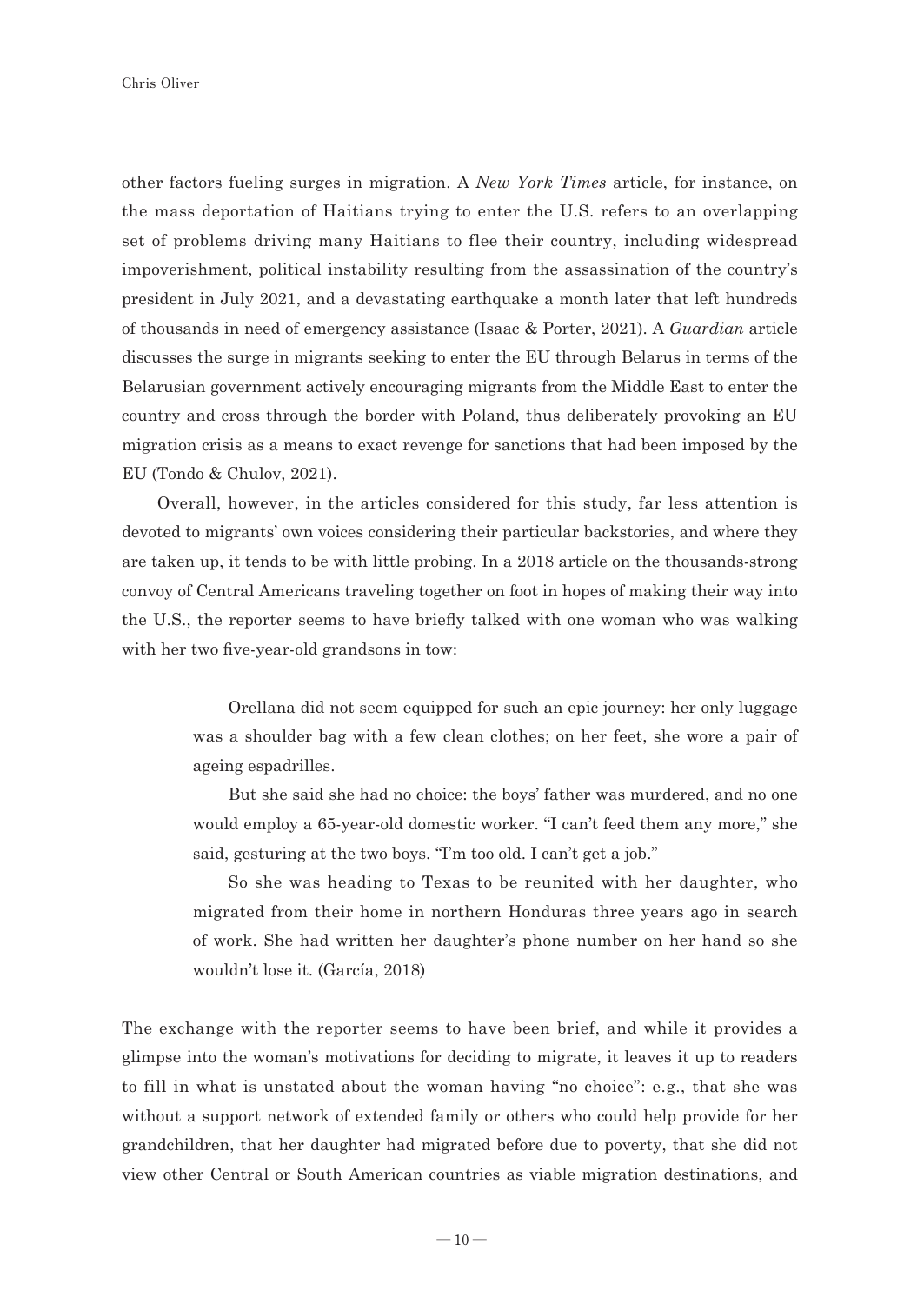other factors fueling surges in migration. A *New York Times* article, for instance, on the mass deportation of Haitians trying to enter the U.S. refers to an overlapping set of problems driving many Haitians to flee their country, including widespread impoverishment, political instability resulting from the assassination of the country's president in July 2021, and a devastating earthquake a month later that left hundreds of thousands in need of emergency assistance (Isaac & Porter, 2021). A *Guardian* article discusses the surge in migrants seeking to enter the EU through Belarus in terms of the Belarusian government actively encouraging migrants from the Middle East to enter the country and cross through the border with Poland, thus deliberately provoking an EU migration crisis as a means to exact revenge for sanctions that had been imposed by the EU (Tondo & Chulov, 2021).

Overall, however, in the articles considered for this study, far less attention is devoted to migrants' own voices considering their particular backstories, and where they are taken up, it tends to be with little probing. In a 2018 article on the thousands-strong convoy of Central Americans traveling together on foot in hopes of making their way into the U.S., the reporter seems to have briefly talked with one woman who was walking with her two five-year-old grandsons in tow:

> Orellana did not seem equipped for such an epic journey: her only luggage was a shoulder bag with a few clean clothes; on her feet, she wore a pair of ageing espadrilles.
>
> But she said she had no choice: the boys' father was murdered, and no one would employ a 65-year-old domestic worker. "I can't feed them any more," she said, gesturing at the two boys. "I'm too old. I can't get a job."
>
> So she was heading to Texas to be reunited with her daughter, who migrated from their home in northern Honduras three years ago in search of work. She had written her daughter's phone number on her hand so she wouldn't lose it. (García, 2018)

The exchange with the reporter seems to have been brief, and while it provides a glimpse into the woman's motivations for deciding to migrate, it leaves it up to readers to fill in what is unstated about the woman having "no choice": e.g., that she was without a support network of extended family or others who could help provide for her grandchildren, that her daughter had migrated before due to poverty, that she did not view other Central or South American countries as viable migration destinations, and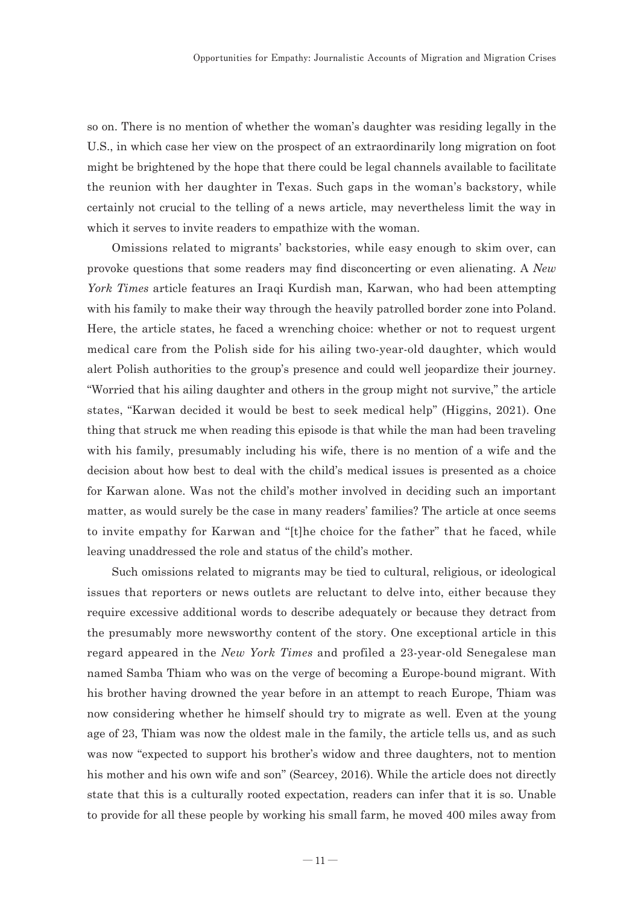so on. There is no mention of whether the woman's daughter was residing legally in the U.S., in which case her view on the prospect of an extraordinarily long migration on foot might be brightened by the hope that there could be legal channels available to facilitate the reunion with her daughter in Texas. Such gaps in the woman's backstory, while certainly not crucial to the telling of a news article, may nevertheless limit the way in which it serves to invite readers to empathize with the woman.

Omissions related to migrants' backstories, while easy enough to skim over, can provoke questions that some readers may find disconcerting or even alienating. A *New York Times* article features an Iraqi Kurdish man, Karwan, who had been attempting with his family to make their way through the heavily patrolled border zone into Poland. Here, the article states, he faced a wrenching choice: whether or not to request urgent medical care from the Polish side for his ailing two-year-old daughter, which would alert Polish authorities to the group's presence and could well jeopardize their journey. "Worried that his ailing daughter and others in the group might not survive," the article states, "Karwan decided it would be best to seek medical help" (Higgins, 2021). One thing that struck me when reading this episode is that while the man had been traveling with his family, presumably including his wife, there is no mention of a wife and the decision about how best to deal with the child's medical issues is presented as a choice for Karwan alone. Was not the child's mother involved in deciding such an important matter, as would surely be the case in many readers' families? The article at once seems to invite empathy for Karwan and "[t]he choice for the father" that he faced, while leaving unaddressed the role and status of the child's mother.

Such omissions related to migrants may be tied to cultural, religious, or ideological issues that reporters or news outlets are reluctant to delve into, either because they require excessive additional words to describe adequately or because they detract from the presumably more newsworthy content of the story. One exceptional article in this regard appeared in the *New York Times* and profiled a 23-year-old Senegalese man named Samba Thiam who was on the verge of becoming a Europe-bound migrant. With his brother having drowned the year before in an attempt to reach Europe, Thiam was now considering whether he himself should try to migrate as well. Even at the young age of 23, Thiam was now the oldest male in the family, the article tells us, and as such was now "expected to support his brother's widow and three daughters, not to mention his mother and his own wife and son" (Searcey, 2016). While the article does not directly state that this is a culturally rooted expectation, readers can infer that it is so. Unable to provide for all these people by working his small farm, he moved 400 miles away from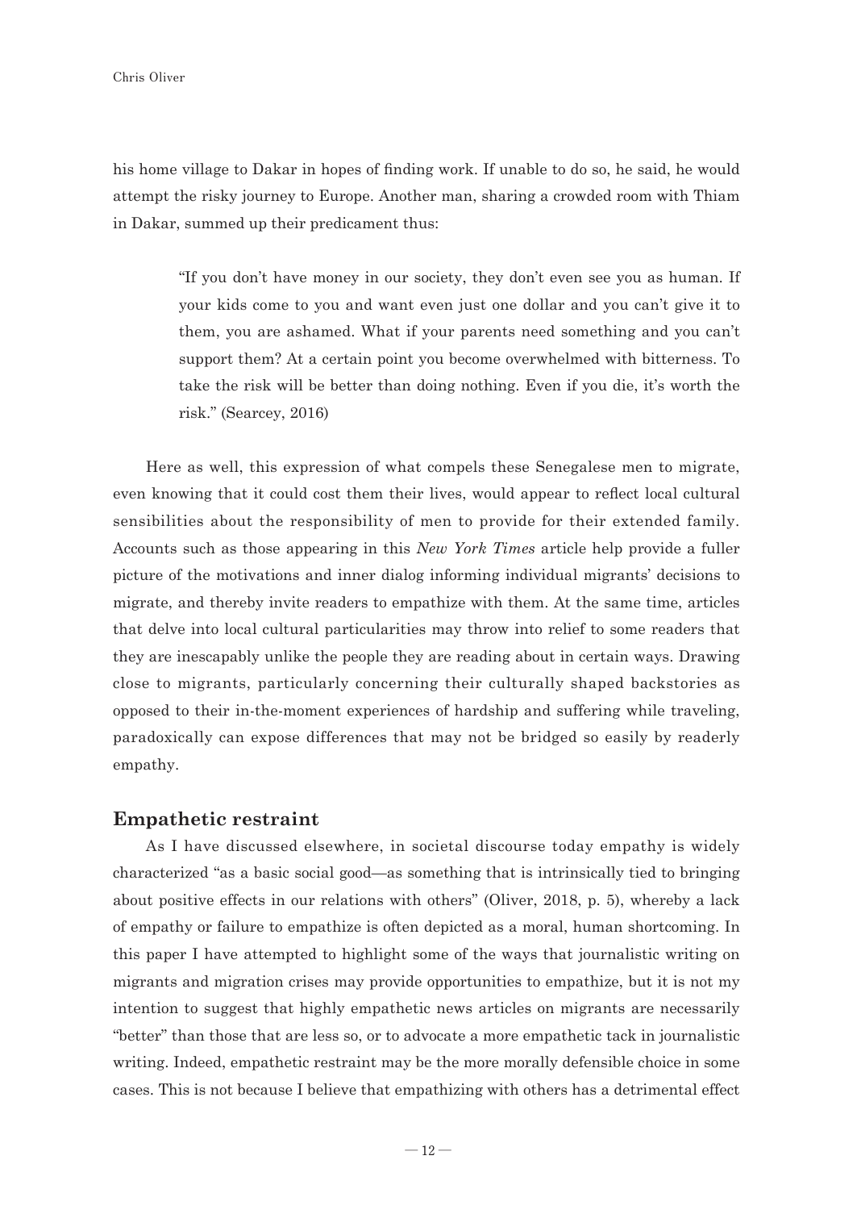his home village to Dakar in hopes of finding work. If unable to do so, he said, he would attempt the risky journey to Europe. Another man, sharing a crowded room with Thiam in Dakar, summed up their predicament thus:

> "If you don't have money in our society, they don't even see you as human. If your kids come to you and want even just one dollar and you can't give it to them, you are ashamed. What if your parents need something and you can't support them? At a certain point you become overwhelmed with bitterness. To take the risk will be better than doing nothing. Even if you die, it's worth the risk." (Searcey, 2016)

Here as well, this expression of what compels these Senegalese men to migrate, even knowing that it could cost them their lives, would appear to reflect local cultural sensibilities about the responsibility of men to provide for their extended family. Accounts such as those appearing in this *New York Times* article help provide a fuller picture of the motivations and inner dialog informing individual migrants' decisions to migrate, and thereby invite readers to empathize with them. At the same time, articles that delve into local cultural particularities may throw into relief to some readers that they are inescapably unlike the people they are reading about in certain ways. Drawing close to migrants, particularly concerning their culturally shaped backstories as opposed to their in-the-moment experiences of hardship and suffering while traveling, paradoxically can expose differences that may not be bridged so easily by readerly empathy.

## Empathetic restraint

As I have discussed elsewhere, in societal discourse today empathy is widely characterized "as a basic social good—as something that is intrinsically tied to bringing about positive effects in our relations with others" (Oliver, 2018, p. 5), whereby a lack of empathy or failure to empathize is often depicted as a moral, human shortcoming. In this paper I have attempted to highlight some of the ways that journalistic writing on migrants and migration crises may provide opportunities to empathize, but it is not my intention to suggest that highly empathetic news articles on migrants are necessarily "better" than those that are less so, or to advocate a more empathetic tack in journalistic writing. Indeed, empathetic restraint may be the more morally defensible choice in some cases. This is not because I believe that empathizing with others has a detrimental effect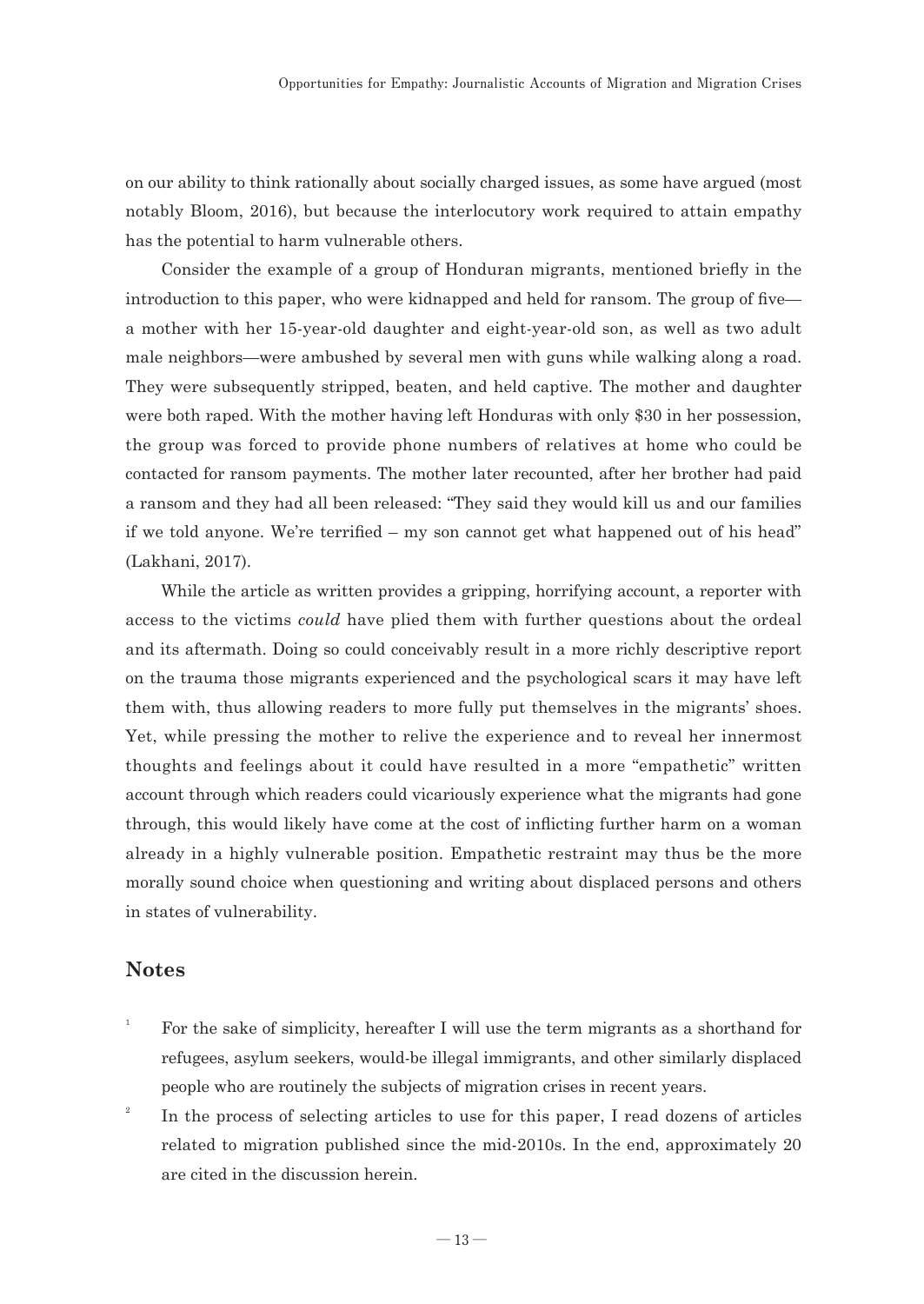on our ability to think rationally about socially charged issues, as some have argued (most notably Bloom, 2016), but because the interlocutory work required to attain empathy has the potential to harm vulnerable others.

Consider the example of a group of Honduran migrants, mentioned briefly in the introduction to this paper, who were kidnapped and held for ransom. The group of five—a mother with her 15-year-old daughter and eight-year-old son, as well as two adult male neighbors—were ambushed by several men with guns while walking along a road. They were subsequently stripped, beaten, and held captive. The mother and daughter were both raped. With the mother having left Honduras with only $30 in her possession, the group was forced to provide phone numbers of relatives at home who could be contacted for ransom payments. The mother later recounted, after her brother had paid a ransom and they had all been released: "They said they would kill us and our families if we told anyone. We're terrified – my son cannot get what happened out of his head" (Lakhani, 2017).

While the article as written provides a gripping, horrifying account, a reporter with access to the victims *could* have plied them with further questions about the ordeal and its aftermath. Doing so could conceivably result in a more richly descriptive report on the trauma those migrants experienced and the psychological scars it may have left them with, thus allowing readers to more fully put themselves in the migrants' shoes. Yet, while pressing the mother to relive the experience and to reveal her innermost thoughts and feelings about it could have resulted in a more "empathetic" written account through which readers could vicariously experience what the migrants had gone through, this would likely have come at the cost of inflicting further harm on a woman already in a highly vulnerable position. Empathetic restraint may thus be the more morally sound choice when questioning and writing about displaced persons and others in states of vulnerability.

## Notes

1. For the sake of simplicity, hereafter I will use the term migrants as a shorthand for refugees, asylum seekers, would-be illegal immigrants, and other similarly displaced people who are routinely the subjects of migration crises in recent years.

2. In the process of selecting articles to use for this paper, I read dozens of articles related to migration published since the mid-2010s. In the end, approximately 20 are cited in the discussion herein.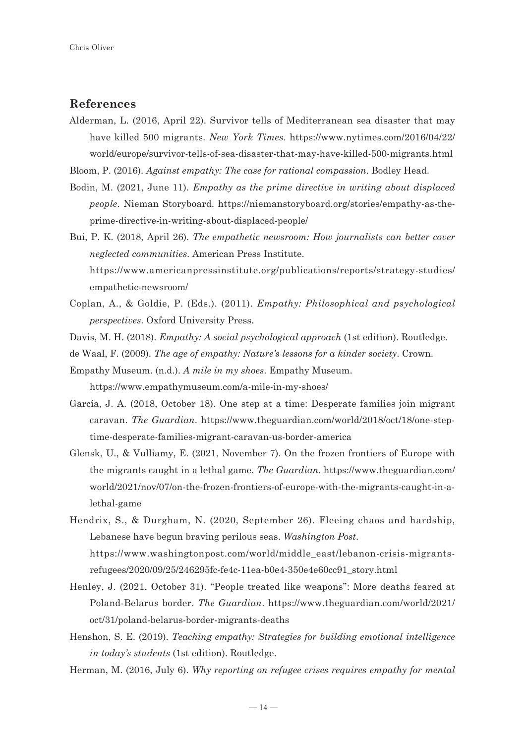## References

Alderman, L. (2016, April 22). Survivor tells of Mediterranean sea disaster that may have killed 500 migrants. *New York Times*. https://www.nytimes.com/2016/04/22/world/europe/survivor-tells-of-sea-disaster-that-may-have-killed-500-migrants.html

Bloom, P. (2016). *Against empathy: The case for rational compassion*. Bodley Head.

Bodin, M. (2021, June 11). *Empathy as the prime directive in writing about displaced people*. Nieman Storyboard. https://niemanstoryboard.org/stories/empathy-as-the-prime-directive-in-writing-about-displaced-people/

Bui, P. K. (2018, April 26). *The empathetic newsroom: How journalists can better cover neglected communities*. American Press Institute. https://www.americanpressinstitute.org/publications/reports/strategy-studies/empathetic-newsroom/

Coplan, A., & Goldie, P. (Eds.). (2011). *Empathy: Philosophical and psychological perspectives*. Oxford University Press.

Davis, M. H. (2018). *Empathy: A social psychological approach* (1st edition). Routledge.

de Waal, F. (2009). *The age of empathy: Nature's lessons for a kinder society*. Crown.

Empathy Museum. (n.d.). *A mile in my shoes*. Empathy Museum. https://www.empathymuseum.com/a-mile-in-my-shoes/

García, J. A. (2018, October 18). One step at a time: Desperate families join migrant caravan. *The Guardian*. https://www.theguardian.com/world/2018/oct/18/one-step-time-desperate-families-migrant-caravan-us-border-america

Glensk, U., & Vulliamy, E. (2021, November 7). On the frozen frontiers of Europe with the migrants caught in a lethal game. *The Guardian*. https://www.theguardian.com/world/2021/nov/07/on-the-frozen-frontiers-of-europe-with-the-migrants-caught-in-a-lethal-game

Hendrix, S., & Durgham, N. (2020, September 26). Fleeing chaos and hardship, Lebanese have begun braving perilous seas. *Washington Post*. https://www.washingtonpost.com/world/middle_east/lebanon-crisis-migrants-refugees/2020/09/25/246295fc-fe4c-11ea-b0e4-350e4e60cc91_story.html

Henley, J. (2021, October 31). "People treated like weapons": More deaths feared at Poland-Belarus border. *The Guardian*. https://www.theguardian.com/world/2021/oct/31/poland-belarus-border-migrants-deaths

Henshon, S. E. (2019). *Teaching empathy: Strategies for building emotional intelligence in today's students* (1st edition). Routledge.

Herman, M. (2016, July 6). *Why reporting on refugee crises requires empathy for mental*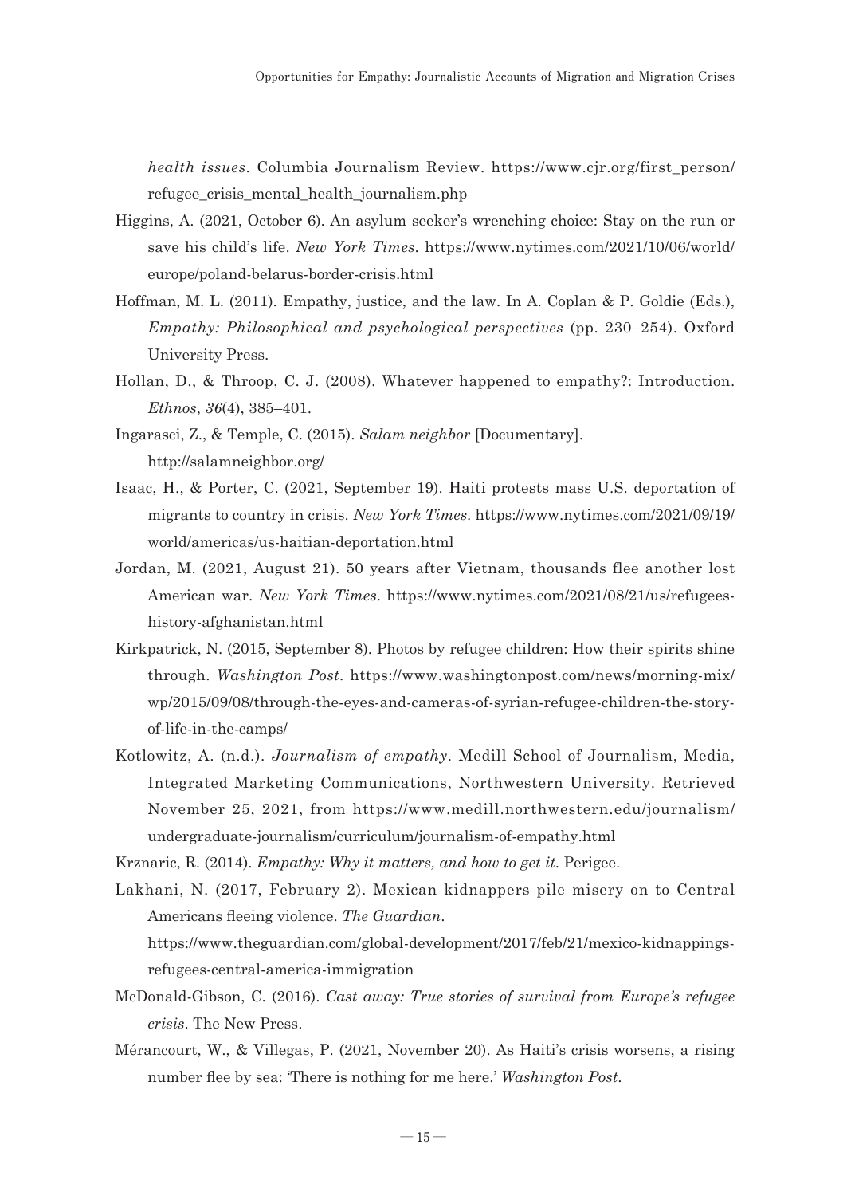*health issues*. Columbia Journalism Review. https://www.cjr.org/first_person/refugee_crisis_mental_health_journalism.php

Higgins, A. (2021, October 6). An asylum seeker's wrenching choice: Stay on the run or save his child's life. *New York Times*. https://www.nytimes.com/2021/10/06/world/europe/poland-belarus-border-crisis.html

Hoffman, M. L. (2011). Empathy, justice, and the law. In A. Coplan & P. Goldie (Eds.), *Empathy: Philosophical and psychological perspectives* (pp. 230–254). Oxford University Press.

Hollan, D., & Throop, C. J. (2008). Whatever happened to empathy?: Introduction. *Ethnos*, *36*(4), 385–401.

Ingarasci, Z., & Temple, C. (2015). *Salam neighbor* [Documentary]. http://salamneighbor.org/

Isaac, H., & Porter, C. (2021, September 19). Haiti protests mass U.S. deportation of migrants to country in crisis. *New York Times*. https://www.nytimes.com/2021/09/19/world/americas/us-haitian-deportation.html

Jordan, M. (2021, August 21). 50 years after Vietnam, thousands flee another lost American war. *New York Times*. https://www.nytimes.com/2021/08/21/us/refugees-history-afghanistan.html

Kirkpatrick, N. (2015, September 8). Photos by refugee children: How their spirits shine through. *Washington Post*. https://www.washingtonpost.com/news/morning-mix/wp/2015/09/08/through-the-eyes-and-cameras-of-syrian-refugee-children-the-story-of-life-in-the-camps/

Kotlowitz, A. (n.d.). *Journalism of empathy*. Medill School of Journalism, Media, Integrated Marketing Communications, Northwestern University. Retrieved November 25, 2021, from https://www.medill.northwestern.edu/journalism/undergraduate-journalism/curriculum/journalism-of-empathy.html

Krznaric, R. (2014). *Empathy: Why it matters, and how to get it*. Perigee.

Lakhani, N. (2017, February 2). Mexican kidnappers pile misery on to Central Americans fleeing violence. *The Guardian*. https://www.theguardian.com/global-development/2017/feb/21/mexico-kidnappings-refugees-central-america-immigration

McDonald-Gibson, C. (2016). *Cast away: True stories of survival from Europe's refugee crisis*. The New Press.

Mérancourt, W., & Villegas, P. (2021, November 20). As Haiti's crisis worsens, a rising number flee by sea: 'There is nothing for me here.' *Washington Post*.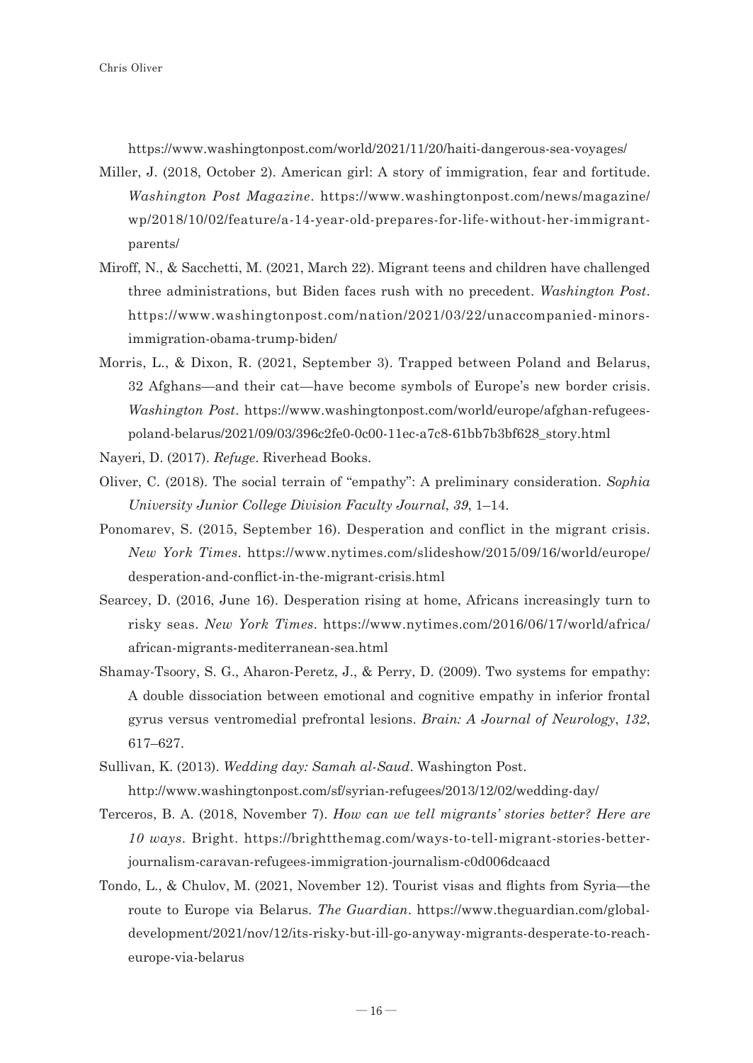https://www.washingtonpost.com/world/2021/11/20/haiti-dangerous-sea-voyages/

Miller, J. (2018, October 2). American girl: A story of immigration, fear and fortitude. *Washington Post Magazine*. https://www.washingtonpost.com/news/magazine/wp/2018/10/02/feature/a-14-year-old-prepares-for-life-without-her-immigrant-parents/

Miroff, N., & Sacchetti, M. (2021, March 22). Migrant teens and children have challenged three administrations, but Biden faces rush with no precedent. *Washington Post*. https://www.washingtonpost.com/nation/2021/03/22/unaccompanied-minors-immigration-obama-trump-biden/

Morris, L., & Dixon, R. (2021, September 3). Trapped between Poland and Belarus, 32 Afghans—and their cat—have become symbols of Europe's new border crisis. *Washington Post*. https://www.washingtonpost.com/world/europe/afghan-refugees-poland-belarus/2021/09/03/396c2fe0-0c00-11ec-a7c8-61bb7b3bf628_story.html

Nayeri, D. (2017). *Refuge*. Riverhead Books.

Oliver, C. (2018). The social terrain of "empathy": A preliminary consideration. *Sophia University Junior College Division Faculty Journal*, *39*, 1–14.

Ponomarev, S. (2015, September 16). Desperation and conflict in the migrant crisis. *New York Times*. https://www.nytimes.com/slideshow/2015/09/16/world/europe/desperation-and-conflict-in-the-migrant-crisis.html

Searcey, D. (2016, June 16). Desperation rising at home, Africans increasingly turn to risky seas. *New York Times*. https://www.nytimes.com/2016/06/17/world/africa/african-migrants-mediterranean-sea.html

Shamay-Tsoory, S. G., Aharon-Peretz, J., & Perry, D. (2009). Two systems for empathy: A double dissociation between emotional and cognitive empathy in inferior frontal gyrus versus ventromedial prefrontal lesions. *Brain: A Journal of Neurology*, *132*, 617–627.

Sullivan, K. (2013). *Wedding day: Samah al-Saud*. Washington Post. http://www.washingtonpost.com/sf/syrian-refugees/2013/12/02/wedding-day/

Terceros, B. A. (2018, November 7). *How can we tell migrants' stories better? Here are 10 ways*. Bright. https://brightthemag.com/ways-to-tell-migrant-stories-better-journalism-caravan-refugees-immigration-journalism-c0d006dcaacd

Tondo, L., & Chulov, M. (2021, November 12). Tourist visas and flights from Syria—the route to Europe via Belarus. *The Guardian*. https://www.theguardian.com/global-development/2021/nov/12/its-risky-but-ill-go-anyway-migrants-desperate-to-reach-europe-via-belarus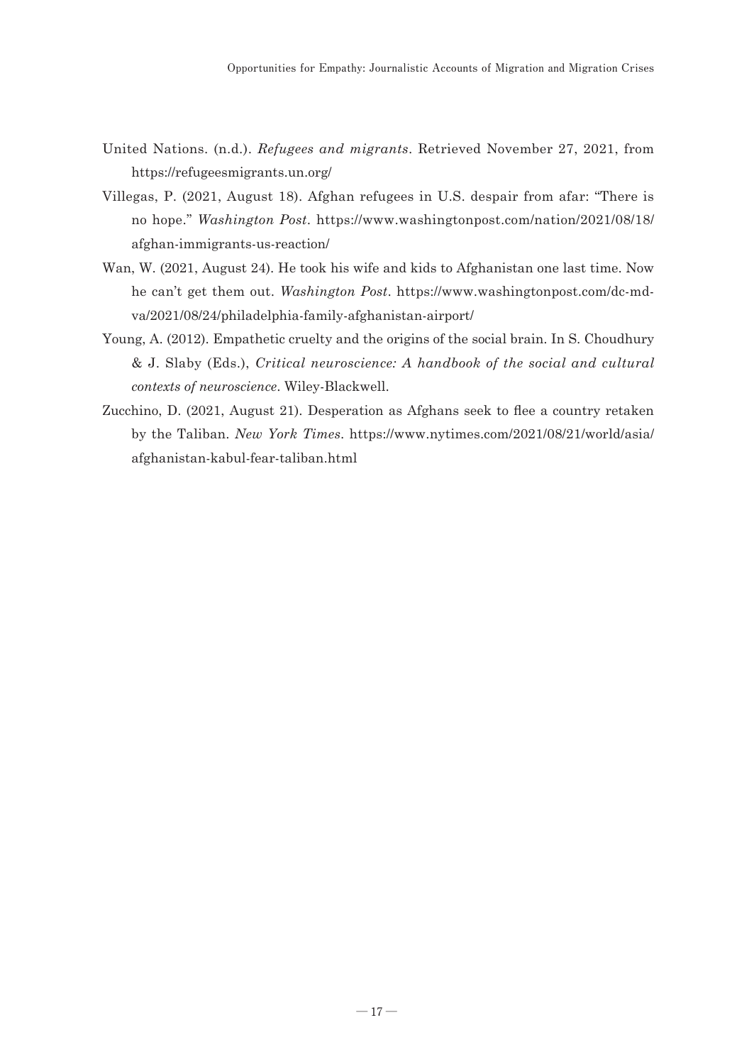United Nations. (n.d.). *Refugees and migrants*. Retrieved November 27, 2021, from https://refugeesmigrants.un.org/

Villegas, P. (2021, August 18). Afghan refugees in U.S. despair from afar: "There is no hope." *Washington Post*. https://www.washingtonpost.com/nation/2021/08/18/afghan-immigrants-us-reaction/

Wan, W. (2021, August 24). He took his wife and kids to Afghanistan one last time. Now he can't get them out. *Washington Post*. https://www.washingtonpost.com/dc-md-va/2021/08/24/philadelphia-family-afghanistan-airport/

Young, A. (2012). Empathetic cruelty and the origins of the social brain. In S. Choudhury & J. Slaby (Eds.), *Critical neuroscience: A handbook of the social and cultural contexts of neuroscience*. Wiley-Blackwell.

Zucchino, D. (2021, August 21). Desperation as Afghans seek to flee a country retaken by the Taliban. *New York Times*. https://www.nytimes.com/2021/08/21/world/asia/afghanistan-kabul-fear-taliban.html